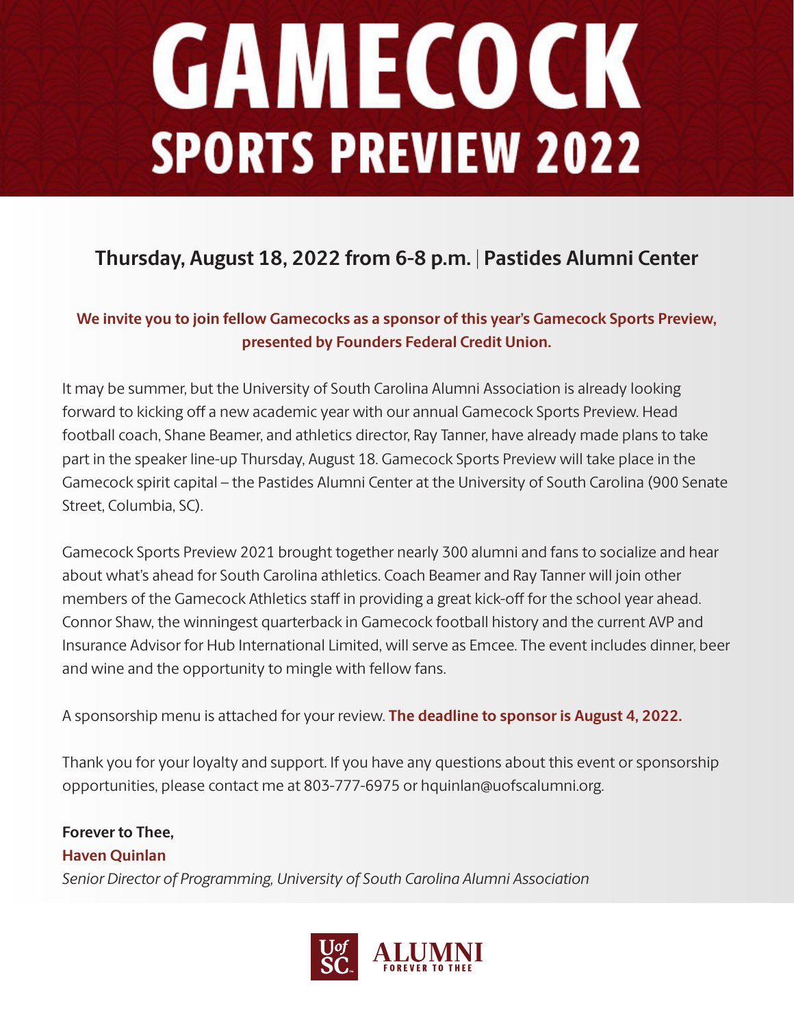# GAMECOCK

## SPORTS PREVIEW 2022

### Thursday, August 18, 2022 from 6-8 p.m. | Pastides Alumni Center

**We invite you to join fellow Gamecocks as a sponsor of this year's Gamecock Sports Preview, presented by Founders Federal Credit Union.**

It may be summer, but the University of South Carolina Alumni Association is already looking forward to kicking off a new academic year with our annual Gamecock Sports Preview. Head football coach, Shane Beamer, and athletics director, Ray Tanner, have already made plans to take part in the speaker line-up Thursday, August 18. Gamecock Sports Preview will take place in the Gamecock spirit capital – the Pastides Alumni Center at the University of South Carolina (900 Senate Street, Columbia, SC).

Gamecock Sports Preview 2021 brought together nearly 300 alumni and fans to socialize and hear about what's ahead for South Carolina athletics. Coach Beamer and Ray Tanner will join other members of the Gamecock Athletics staff in providing a great kick-off for the school year ahead. Connor Shaw, the winningest quarterback in Gamecock football history and the current AVP and Insurance Advisor for Hub International Limited, will serve as Emcee. The event includes dinner, beer and wine and the opportunity to mingle with fellow fans.

A sponsorship menu is attached for your review. **The deadline to sponsor is August 4, 2022.**

Thank you for your loyalty and support. If you have any questions about this event or sponsorship opportunities, please contact me at 803-777-6975 or hquinlan@uofscalumni.org.

**Forever to Thee,**
**Haven Quinlan**
*Senior Director of Programming, University of South Carolina Alumni Association*

UofSC ALUMNI
FOREVER TO THEE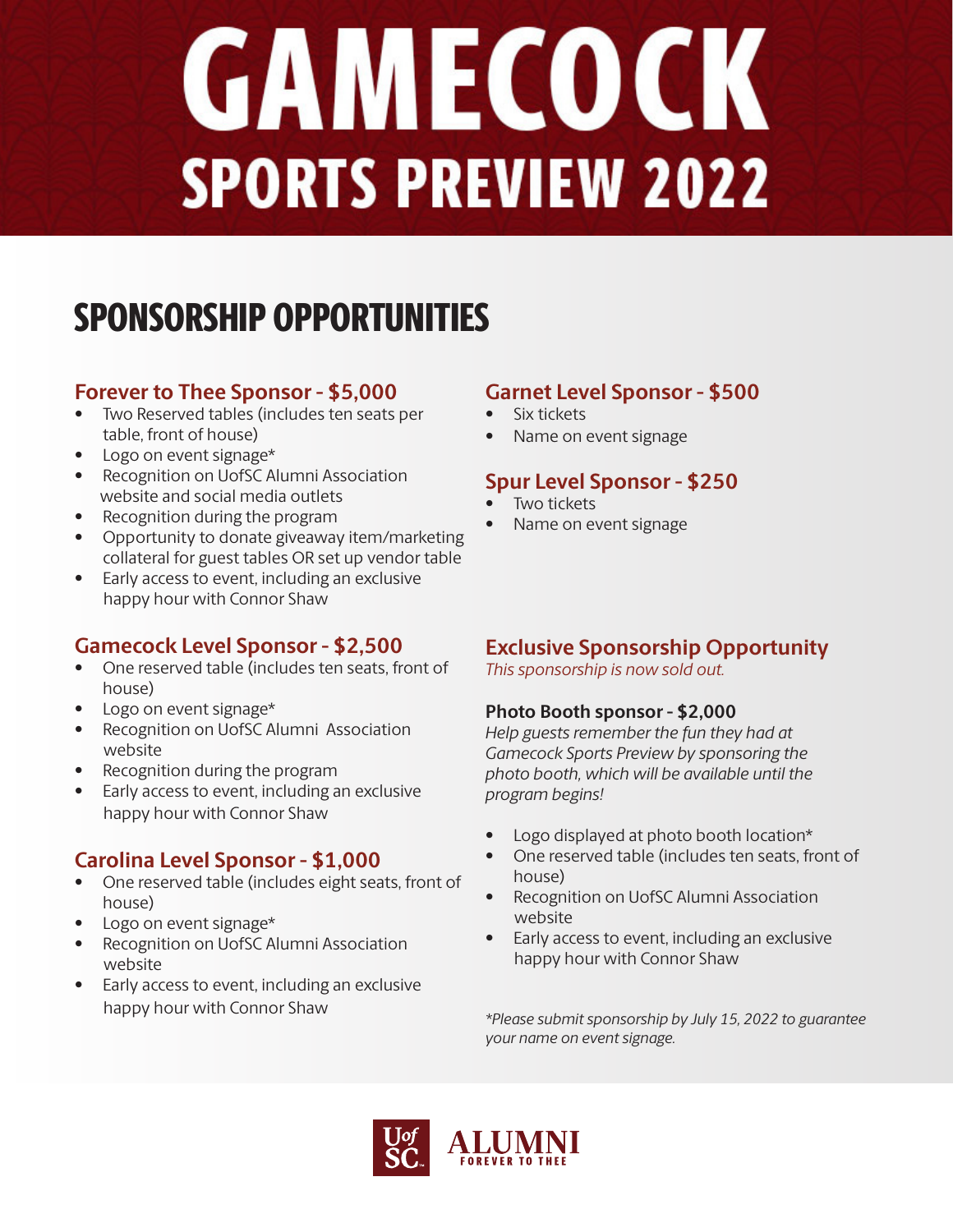# GAMECOCK SPORTS PREVIEW 2022

## SPONSORSHIP OPPORTUNITIES

### Forever to Thee Sponsor - $5,000

- Two Reserved tables (includes ten seats per table, front of house)
- Logo on event signage*
- Recognition on UofSC Alumni Association website and social media outlets
- Recognition during the program
- Opportunity to donate giveaway item/marketing collateral for guest tables OR set up vendor table
- Early access to event, including an exclusive happy hour with Connor Shaw

### Gamecock Level Sponsor - $2,500

- One reserved table (includes ten seats, front of house)
- Logo on event signage*
- Recognition on UofSC Alumni Association website
- Recognition during the program
- Early access to event, including an exclusive happy hour with Connor Shaw

### Carolina Level Sponsor - $1,000

- One reserved table (includes eight seats, front of house)
- Logo on event signage*
- Recognition on UofSC Alumni Association website
- Early access to event, including an exclusive happy hour with Connor Shaw

### Garnet Level Sponsor - $500

- Six tickets
- Name on event signage

### Spur Level Sponsor - $250

- Two tickets
- Name on event signage

### Exclusive Sponsorship Opportunity

*This sponsorship is now sold out.*

**Photo Booth sponsor - $2,000**

*Help guests remember the fun they had at Gamecock Sports Preview by sponsoring the photo booth, which will be available until the program begins!*

- Logo displayed at photo booth location*
- One reserved table (includes ten seats, front of house)
- Recognition on UofSC Alumni Association website
- Early access to event, including an exclusive happy hour with Connor Shaw

*\*Please submit sponsorship by July 15, 2022 to guarantee your name on event signage.*

UofSC ALUMNI FOREVER TO THEE